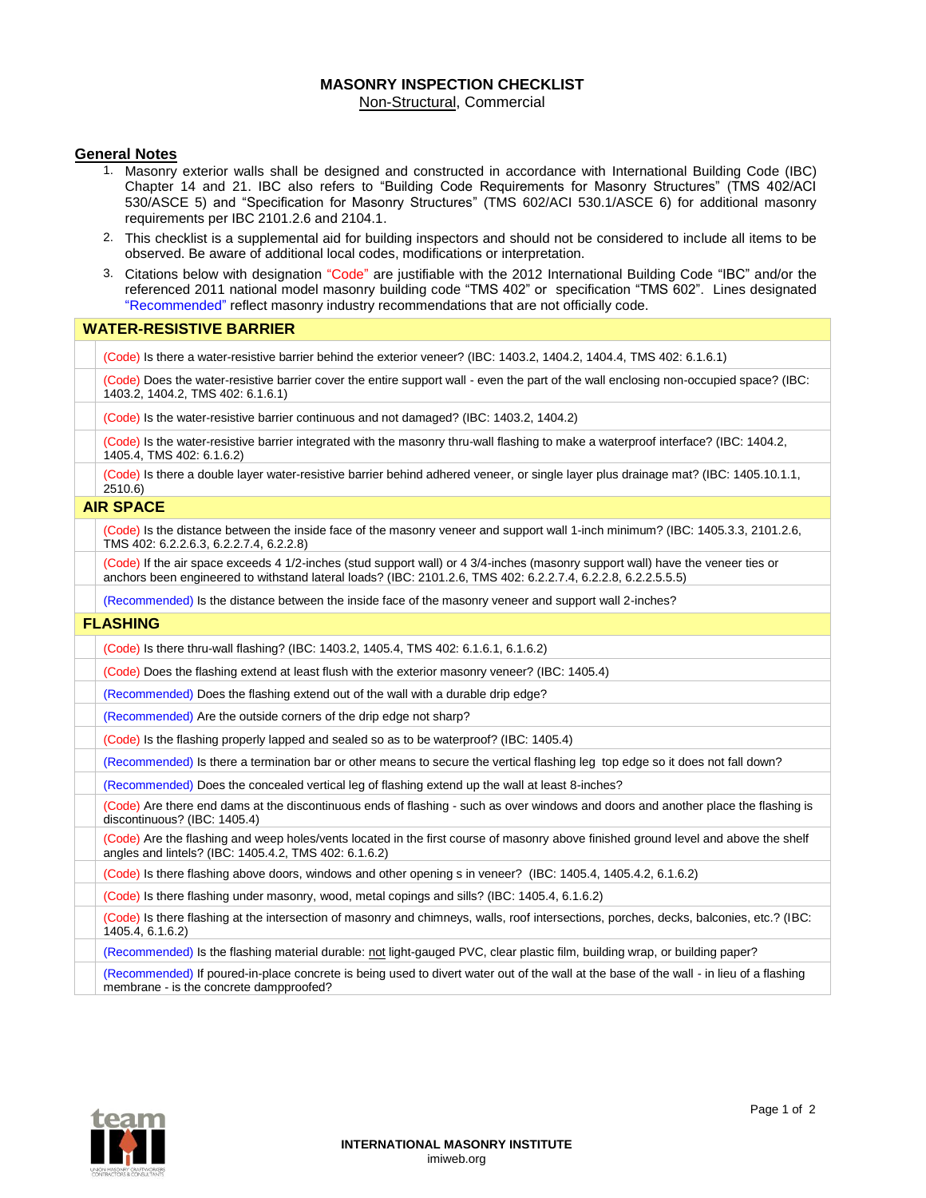# MASONRY INSPECTION CHECKLIST

Non-Structural, Commercial

## General Notes

1. Masonry exterior walls shall be designed and constructed in accordance with International Building Code (IBC) Chapter 14 and 21. IBC also refers to "Building Code Requirements for Masonry Structures" (TMS 402/ACI 530/ASCE 5) and "Specification for Masonry Structures" (TMS 602/ACI 530.1/ASCE 6) for additional masonry requirements per IBC 2101.2.6 and 2104.1.
2. This checklist is a supplemental aid for building inspectors and should not be considered to include all items to be observed. Be aware of additional local codes, modifications or interpretation.
3. Citations below with designation "Code" are justifiable with the 2012 International Building Code "IBC" and/or the referenced 2011 national model masonry building code "TMS 402" or specification "TMS 602". Lines designated "Recommended" reflect masonry industry recommendations that are not officially code.

| | **WATER-RESISTIVE BARRIER** |
|---|---|
| | (Code) Is there a water-resistive barrier behind the exterior veneer? (IBC: 1403.2, 1404.2, 1404.4, TMS 402: 6.1.6.1) |
| | (Code) Does the water-resistive barrier cover the entire support wall - even the part of the wall enclosing non-occupied space? (IBC: 1403.2, 1404.2, TMS 402: 6.1.6.1) |
| | (Code) Is the water-resistive barrier continuous and not damaged? (IBC: 1403.2, 1404.2) |
| | (Code) Is the water-resistive barrier integrated with the masonry thru-wall flashing to make a waterproof interface? (IBC: 1404.2, 1405.4, TMS 402: 6.1.6.2) |
| | (Code) Is there a double layer water-resistive barrier behind adhered veneer, or single layer plus drainage mat? (IBC: 1405.10.1.1, 2510.6) |
| | **AIR SPACE** |
| | (Code) Is the distance between the inside face of the masonry veneer and support wall 1-inch minimum? (IBC: 1405.3.3, 2101.2.6, TMS 402: 6.2.2.6.3, 6.2.2.7.4, 6.2.2.8) |
| | (Code) If the air space exceeds 4 1/2-inches (stud support wall) or 4 3/4-inches (masonry support wall) have the veneer ties or anchors been engineered to withstand lateral loads? (IBC: 2101.2.6, TMS 402: 6.2.2.7.4, 6.2.2.8, 6.2.2.5.5.5) |
| | (Recommended) Is the distance between the inside face of the masonry veneer and support wall 2-inches? |
| | **FLASHING** |
| | (Code) Is there thru-wall flashing? (IBC: 1403.2, 1405.4, TMS 402: 6.1.6.1, 6.1.6.2) |
| | (Code) Does the flashing extend at least flush with the exterior masonry veneer? (IBC: 1405.4) |
| | (Recommended) Does the flashing extend out of the wall with a durable drip edge? |
| | (Recommended) Are the outside corners of the drip edge not sharp? |
| | (Code) Is the flashing properly lapped and sealed so as to be waterproof? (IBC: 1405.4) |
| | (Recommended) Is there a termination bar or other means to secure the vertical flashing leg top edge so it does not fall down? |
| | (Recommended) Does the concealed vertical leg of flashing extend up the wall at least 8-inches? |
| | (Code) Are there end dams at the discontinuous ends of flashing - such as over windows and doors and another place the flashing is discontinuous? (IBC: 1405.4) |
| | (Code) Are the flashing and weep holes/vents located in the first course of masonry above finished ground level and above the shelf angles and lintels? (IBC: 1405.4.2, TMS 402: 6.1.6.2) |
| | (Code) Is there flashing above doors, windows and other opening s in veneer? (IBC: 1405.4, 1405.4.2, 6.1.6.2) |
| | (Code) Is there flashing under masonry, wood, metal copings and sills? (IBC: 1405.4, 6.1.6.2) |
| | (Code) Is there flashing at the intersection of masonry and chimneys, walls, roof intersections, porches, decks, balconies, etc.? (IBC: 1405.4, 6.1.6.2) |
| | (Recommended) Is the flashing material durable: not light-gauged PVC, clear plastic film, building wrap, or building paper? |
| | (Recommended) If poured-in-place concrete is being used to divert water out of the wall at the base of the wall - in lieu of a flashing membrane - is the concrete dampproofed? |

**INTERNATIONAL MASONRY INSTITUTE**
imiweb.org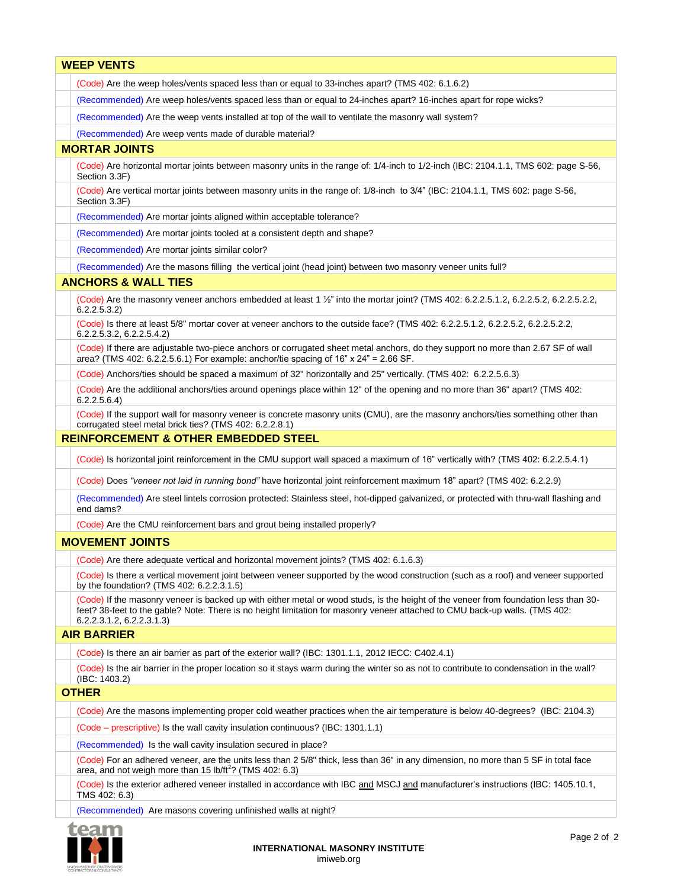## WEEP VENTS

- (Code) Are the weep holes/vents spaced less than or equal to 33-inches apart? (TMS 402: 6.1.6.2)
- (Recommended) Are weep holes/vents spaced less than or equal to 24-inches apart? 16-inches apart for rope wicks?
- (Recommended) Are the weep vents installed at top of the wall to ventilate the masonry wall system?
- (Recommended) Are weep vents made of durable material?

## MORTAR JOINTS

- (Code) Are horizontal mortar joints between masonry units in the range of: 1/4-inch to 1/2-inch (IBC: 2104.1.1, TMS 602: page S-56, Section 3.3F)
- (Code) Are vertical mortar joints between masonry units in the range of: 1/8-inch to 3/4" (IBC: 2104.1.1, TMS 602: page S-56, Section 3.3F)
- (Recommended) Are mortar joints aligned within acceptable tolerance?
- (Recommended) Are mortar joints tooled at a consistent depth and shape?
- (Recommended) Are mortar joints similar color?
- (Recommended) Are the masons filling the vertical joint (head joint) between two masonry veneer units full?

## ANCHORS & WALL TIES

- (Code) Are the masonry veneer anchors embedded at least 1 ½" into the mortar joint? (TMS 402: 6.2.2.5.1.2, 6.2.2.5.2, 6.2.2.5.2.2, 6.2.2.5.3.2)
- (Code) Is there at least 5/8" mortar cover at veneer anchors to the outside face? (TMS 402: 6.2.2.5.1.2, 6.2.2.5.2, 6.2.2.5.2.2, 6.2.2.5.3.2, 6.2.2.5.4.2)
- (Code) If there are adjustable two-piece anchors or corrugated sheet metal anchors, do they support no more than 2.67 SF of wall area? (TMS 402: 6.2.2.5.6.1) For example: anchor/tie spacing of 16" x 24" = 2.66 SF.
- (Code) Anchors/ties should be spaced a maximum of 32" horizontally and 25" vertically. (TMS 402: 6.2.2.5.6.3)
- (Code) Are the additional anchors/ties around openings place within 12" of the opening and no more than 36" apart? (TMS 402: 6.2.2.5.6.4)
- (Code) If the support wall for masonry veneer is concrete masonry units (CMU), are the masonry anchors/ties something other than corrugated steel metal brick ties? (TMS 402: 6.2.2.8.1)

## REINFORCEMENT & OTHER EMBEDDED STEEL

- (Code) Is horizontal joint reinforcement in the CMU support wall spaced a maximum of 16" vertically with? (TMS 402: 6.2.2.5.4.1)
- (Code) Does *"veneer not laid in running bond"* have horizontal joint reinforcement maximum 18" apart? (TMS 402: 6.2.2.9)
- (Recommended) Are steel lintels corrosion protected: Stainless steel, hot-dipped galvanized, or protected with thru-wall flashing and end dams?
- (Code) Are the CMU reinforcement bars and grout being installed properly?

## MOVEMENT JOINTS

- (Code) Are there adequate vertical and horizontal movement joints? (TMS 402: 6.1.6.3)
- (Code) Is there a vertical movement joint between veneer supported by the wood construction (such as a roof) and veneer supported by the foundation? (TMS 402: 6.2.2.3.1.5)
- (Code) If the masonry veneer is backed up with either metal or wood studs, is the height of the veneer from foundation less than 30-feet? 38-feet to the gable? Note: There is no height limitation for masonry veneer attached to CMU back-up walls. (TMS 402: 6.2.2.3.1.2, 6.2.2.3.1.3)

## AIR BARRIER

- (Code) Is there an air barrier as part of the exterior wall? (IBC: 1301.1.1, 2012 IECC: C402.4.1)
- (Code) Is the air barrier in the proper location so it stays warm during the winter so as not to contribute to condensation in the wall? (IBC: 1403.2)

## OTHER

- (Code) Are the masons implementing proper cold weather practices when the air temperature is below 40-degrees? (IBC: 2104.3)
- (Code – prescriptive) Is the wall cavity insulation continuous? (IBC: 1301.1.1)
- (Recommended) Is the wall cavity insulation secured in place?
- (Code) For an adhered veneer, are the units less than 2 5/8" thick, less than 36" in any dimension, no more than 5 SF in total face area, and not weigh more than 15 lb/ft$^2$? (TMS 402: 6.3)
- (Code) Is the exterior adhered veneer installed in accordance with IBC and MSCJ and manufacturer's instructions (IBC: 1405.10.1, TMS 402: 6.3)
- (Recommended) Are masons covering unfinished walls at night?

INTERNATIONAL MASONRY INSTITUTE
imiweb.org